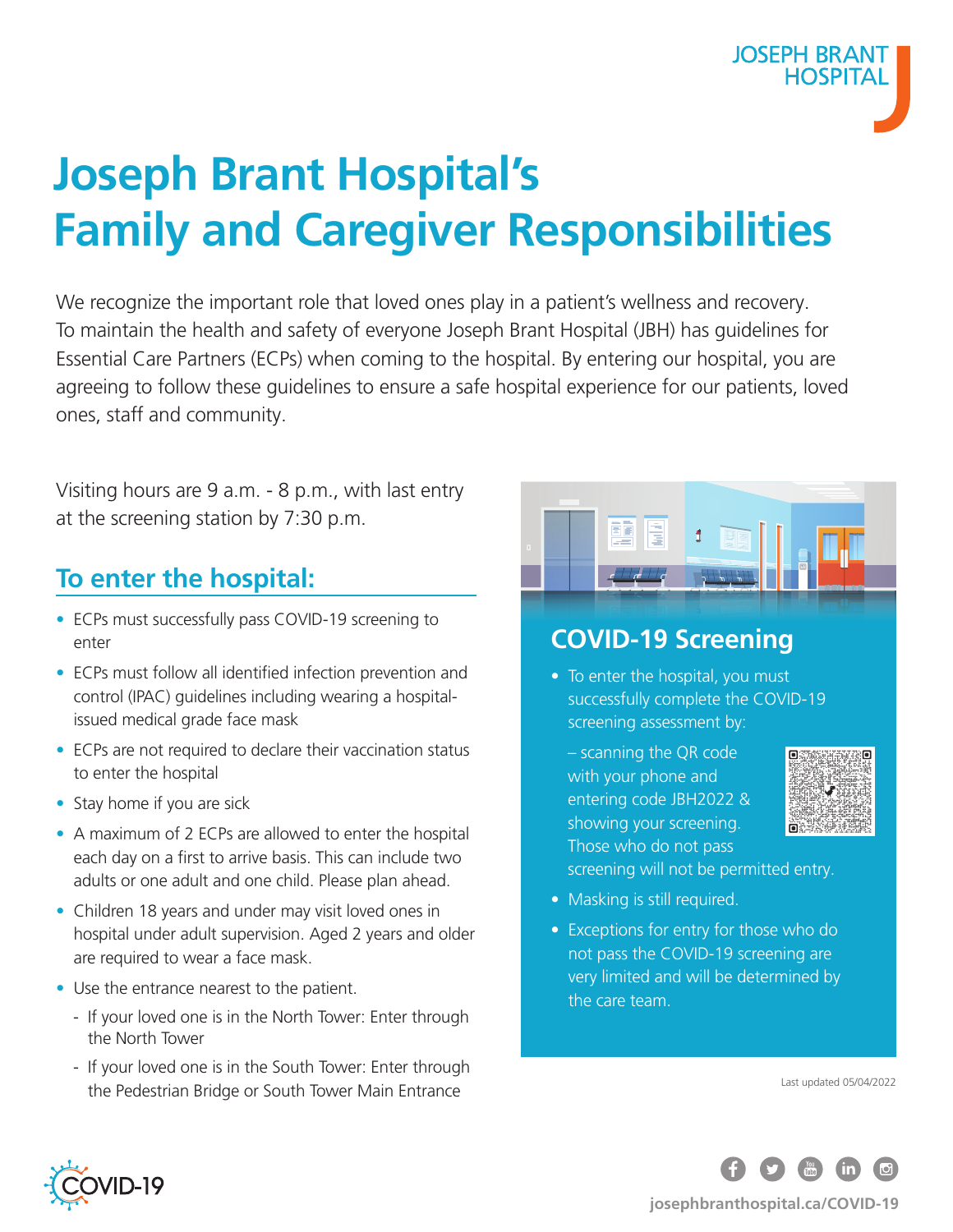# Joseph Brant Hospital's Family and Caregiver Responsibilities

We recognize the important role that loved ones play in a patient's wellness and recovery. To maintain the health and safety of everyone Joseph Brant Hospital (JBH) has guidelines for Essential Care Partners (ECPs) when coming to the hospital. By entering our hospital, you are agreeing to follow these guidelines to ensure a safe hospital experience for our patients, loved ones, staff and community.

Visiting hours are 9 a.m. - 8 p.m., with last entry at the screening station by 7:30 p.m.

## To enter the hospital:

- ECPs must successfully pass COVID-19 screening to enter
- ECPs must follow all identified infection prevention and control (IPAC) guidelines including wearing a hospital-issued medical grade face mask
- ECPs are not required to declare their vaccination status to enter the hospital
- Stay home if you are sick
- A maximum of 2 ECPs are allowed to enter the hospital each day on a first to arrive basis. This can include two adults or one adult and one child. Please plan ahead.
- Children 18 years and under may visit loved ones in hospital under adult supervision. Aged 2 years and older are required to wear a face mask.
- Use the entrance nearest to the patient.
  - If your loved one is in the North Tower: Enter through the North Tower
  - If your loved one is in the South Tower: Enter through the Pedestrian Bridge or South Tower Main Entrance

## COVID-19 Screening

- To enter the hospital, you must successfully complete the COVID-19 screening assessment by:

  – scanning the QR code with your phone and entering code JBH2022 & showing your screening. Those who do not pass screening will not be permitted entry.
- Masking is still required.
- Exceptions for entry for those who do not pass the COVID-19 screening are very limited and will be determined by the care team.

Last updated 05/04/2022

josephbranthospital.ca/COVID-19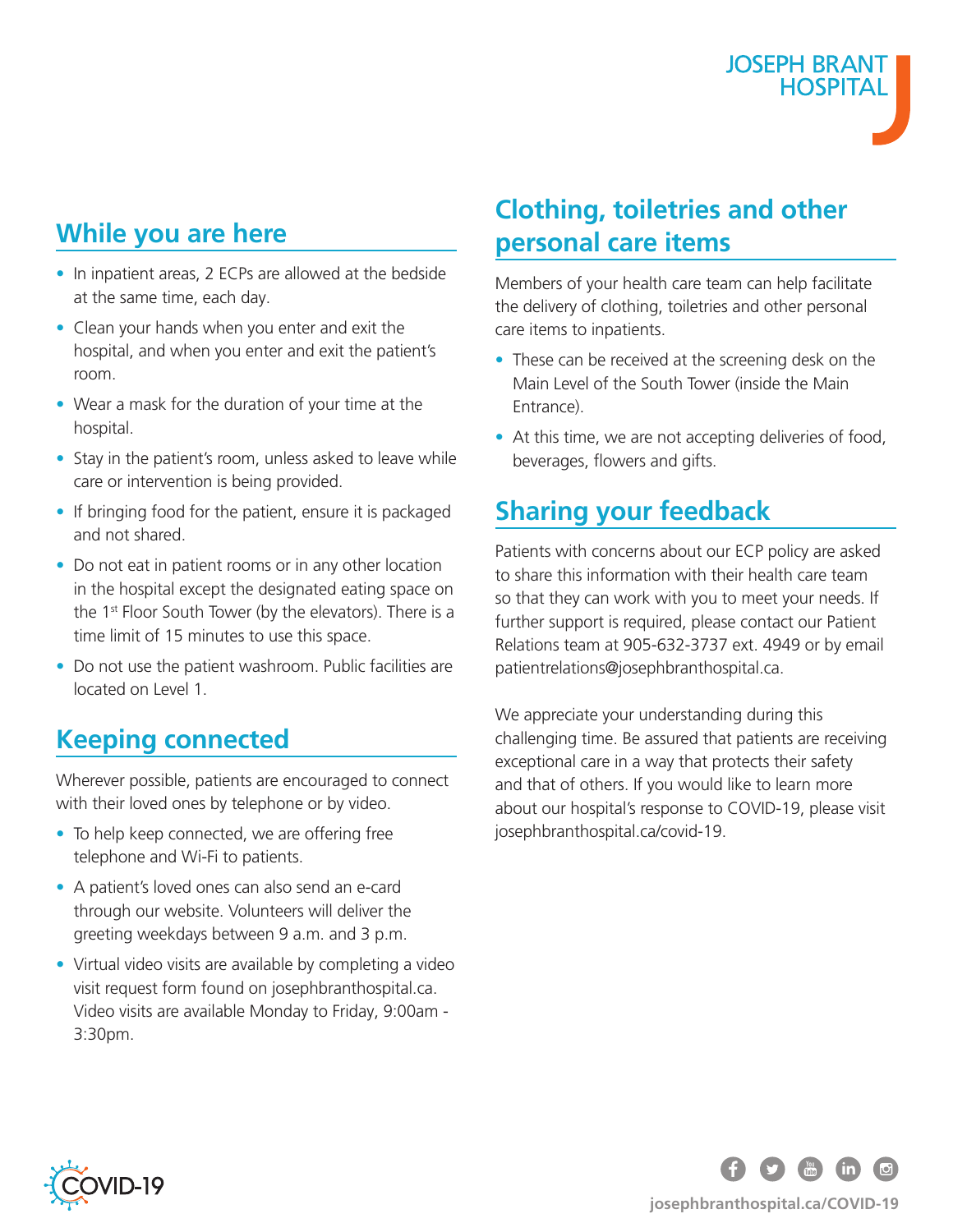## While you are here

- In inpatient areas, 2 ECPs are allowed at the bedside at the same time, each day.
- Clean your hands when you enter and exit the hospital, and when you enter and exit the patient's room.
- Wear a mask for the duration of your time at the hospital.
- Stay in the patient's room, unless asked to leave while care or intervention is being provided.
- If bringing food for the patient, ensure it is packaged and not shared.
- Do not eat in patient rooms or in any other location in the hospital except the designated eating space on the 1st Floor South Tower (by the elevators). There is a time limit of 15 minutes to use this space.
- Do not use the patient washroom. Public facilities are located on Level 1.

## Keeping connected

Wherever possible, patients are encouraged to connect with their loved ones by telephone or by video.

- To help keep connected, we are offering free telephone and Wi-Fi to patients.
- A patient's loved ones can also send an e-card through our website. Volunteers will deliver the greeting weekdays between 9 a.m. and 3 p.m.
- Virtual video visits are available by completing a video visit request form found on josephbranthospital.ca. Video visits are available Monday to Friday, 9:00am - 3:30pm.

## Clothing, toiletries and other personal care items

Members of your health care team can help facilitate the delivery of clothing, toiletries and other personal care items to inpatients.

- These can be received at the screening desk on the Main Level of the South Tower (inside the Main Entrance).
- At this time, we are not accepting deliveries of food, beverages, flowers and gifts.

## Sharing your feedback

Patients with concerns about our ECP policy are asked to share this information with their health care team so that they can work with you to meet your needs. If further support is required, please contact our Patient Relations team at 905-632-3737 ext. 4949 or by email patientrelations@josephbranthospital.ca.

We appreciate your understanding during this challenging time. Be assured that patients are receiving exceptional care in a way that protects their safety and that of others. If you would like to learn more about our hospital's response to COVID-19, please visit josephbranthospital.ca/covid-19.